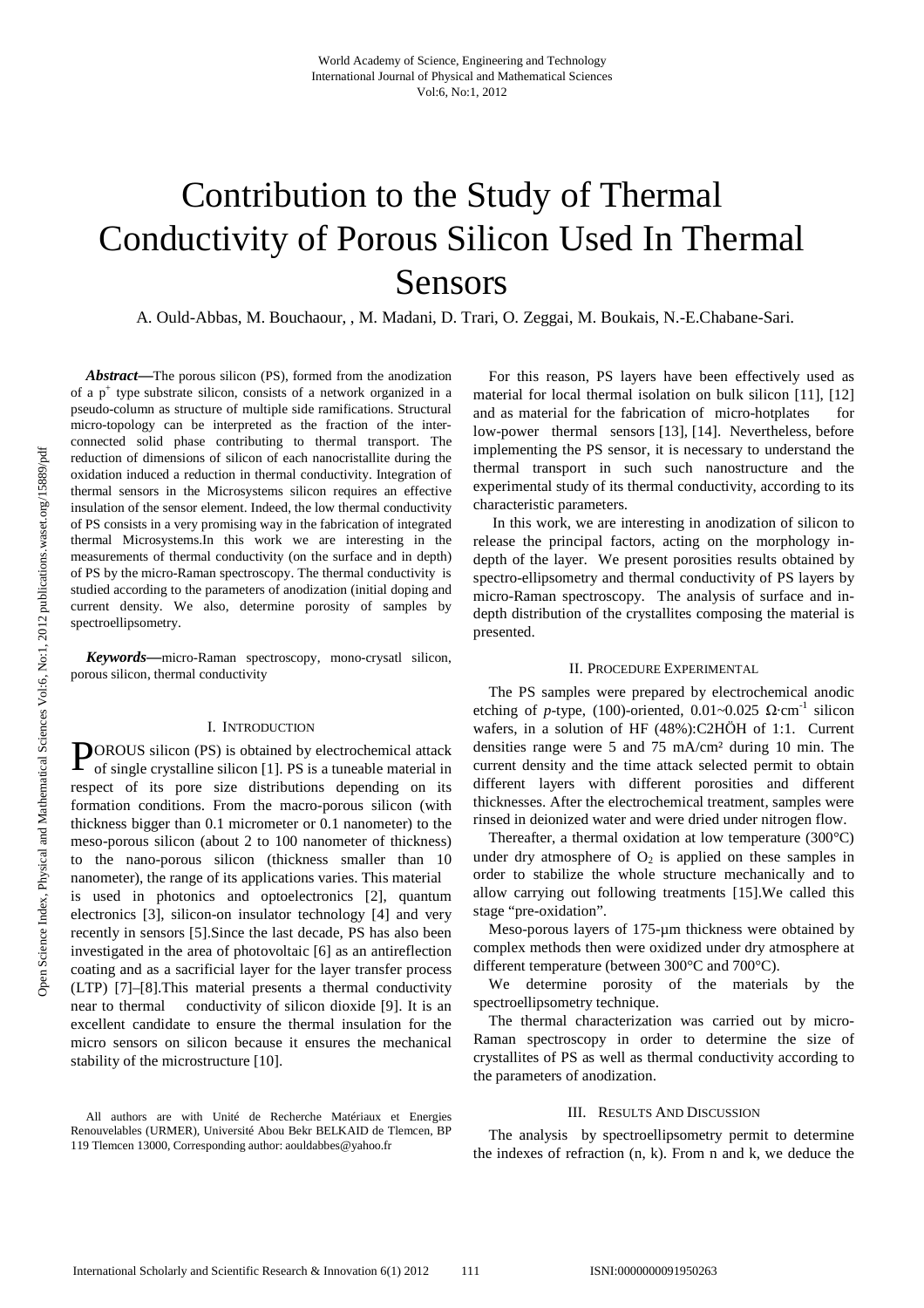# Contribution to the Study of Thermal Conductivity of Porous Silicon Used In Thermal Sensors

A. Ould-Abbas, M. Bouchaour, , M. Madani, D. Trari, O. Zeggai, M. Boukais, N.-E.Chabane-Sari.

***Abstract*****—**The porous silicon (PS), formed from the anodization of a $p^+$ type substrate silicon, consists of a network organized in a pseudo-column as structure of multiple side ramifications. Structural micro-topology can be interpreted as the fraction of the inter-connected solid phase contributing to thermal transport. The reduction of dimensions of silicon of each nanocristallite during the oxidation induced a reduction in thermal conductivity. Integration of thermal sensors in the Microsystems silicon requires an effective insulation of the sensor element. Indeed, the low thermal conductivity of PS consists in a very promising way in the fabrication of integrated thermal Microsystems.In this work we are interesting in the measurements of thermal conductivity (on the surface and in depth) of PS by the micro-Raman spectroscopy. The thermal conductivity is studied according to the parameters of anodization (initial doping and current density. We also, determine porosity of samples by spectroellipsometry.

***Keywords*****—**micro-Raman spectroscopy, mono-crysatl silicon, porous silicon, thermal conductivity

## I. Introduction

POROUS silicon (PS) is obtained by electrochemical attack of single crystalline silicon [1]. PS is a tuneable material in respect of its pore size distributions depending on its formation conditions. From the macro-porous silicon (with thickness bigger than 0.1 micrometer or 0.1 nanometer) to the meso-porous silicon (about 2 to 100 nanometer of thickness) to the nano-porous silicon (thickness smaller than 10 nanometer), the range of its applications varies. This material is used in photonics and optoelectronics [2], quantum electronics [3], silicon-on insulator technology [4] and very recently in sensors [5].Since the last decade, PS has also been investigated in the area of photovoltaic [6] as an antireflection coating and as a sacrificial layer for the layer transfer process (LTP) [7]–[8].This material presents a thermal conductivity near to thermal conductivity of silicon dioxide [9]. It is an excellent candidate to ensure the thermal insulation for the micro sensors on silicon because it ensures the mechanical stability of the microstructure [10].

All authors are with Unité de Recherche Matériaux et Energies Renouvelables (URMER), Université Abou Bekr BELKAID de Tlemcen, BP 119 Tlemcen 13000, Corresponding author: aouldabbes@yahoo.fr

For this reason, PS layers have been effectively used as material for local thermal isolation on bulk silicon [11], [12] and as material for the fabrication of micro-hotplates for low-power thermal sensors [13], [14]. Nevertheless, before implementing the PS sensor, it is necessary to understand the thermal transport in such such nanostructure and the experimental study of its thermal conductivity, according to its characteristic parameters.

In this work, we are interesting in anodization of silicon to release the principal factors, acting on the morphology in-depth of the layer. We present porosities results obtained by spectro-ellipsometry and thermal conductivity of PS layers by micro-Raman spectroscopy. The analysis of surface and in-depth distribution of the crystallites composing the material is presented.

## II. Procedure Experimental

The PS samples were prepared by electrochemical anodic etching of *p*-type, (100)-oriented, 0.01~0.025 $\Omega\cdot cm^{-1}$ silicon wafers, in a solution of HF (48%):C2HÖH of 1:1. Current densities range were 5 and 75 mA/cm² during 10 min. The current density and the time attack selected permit to obtain different layers with different porosities and different thicknesses. After the electrochemical treatment, samples were rinsed in deionized water and were dried under nitrogen flow.

Thereafter, a thermal oxidation at low temperature (300°C) under dry atmosphere of $O_2$ is applied on these samples in order to stabilize the whole structure mechanically and to allow carrying out following treatments [15].We called this stage "pre-oxidation".

Meso-porous layers of 175-µm thickness were obtained by complex methods then were oxidized under dry atmosphere at different temperature (between 300°C and 700°C).

We determine porosity of the materials by the spectroellipsometry technique.

The thermal characterization was carried out by micro-Raman spectroscopy in order to determine the size of crystallites of PS as well as thermal conductivity according to the parameters of anodization.

## III. Results And Discussion

The analysis by spectroellipsometry permit to determine the indexes of refraction (n, k). From n and k, we deduce the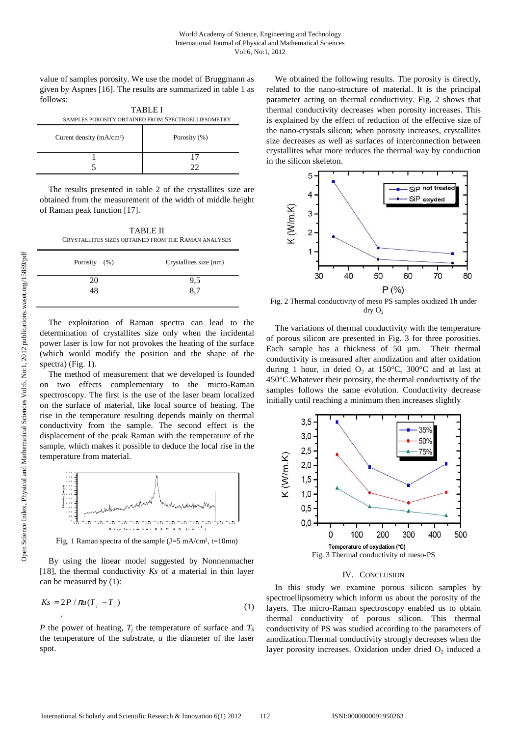value of samples porosity. We use the model of Bruggmann as given by Aspnes [16]. The results are summarized in table 1 as follows:

TABLE I
SAMPLES POROSITY OBTAINED FROM SPECTROELLIPSOMETRY

| Curent density (mA/cm²) | Porosity (%) |
|---|---|
| 1 | 17 |
| 5 | 22 |

The results presented in table 2 of the crystallites size are obtained from the measurement of the width of middle height of Raman peak function [17].

TABLE II
CRYSTALLITES SIZES OBTAINED FROM THE RAMAN ANALYSES

| Porosity (%) | Crystallites size (nm) |
|---|---|
| 20 | 9,5 |
| 48 | 8,7 |

The exploitation of Raman spectra can lead to the determination of crystallites size only when the incidental power laser is low for not provokes the heating of the surface (which would modify the position and the shape of the spectra) (Fig. 1).

The method of measurement that we developed is founded on two effects complementary to the micro-Raman spectroscopy. The first is the use of the laser beam localized on the surface of material, like local source of heating. The rise in the temperature resulting depends mainly on thermal conductivity from the sample. The second effect is the displacement of the peak Raman with the temperature of the sample, which makes it possible to deduce the local rise in the temperature from material.

Fig. 1 Raman spectra of the sample (J=5 mA/cm², t=10mn)

By using the linear model suggested by Nonnenmacher [18], the thermal conductivity *Ks* of a material in thin layer can be measured by (1):

$$Ks = 2P / \pi a (T_j - T_s) \quad (1)$$

*P* the power of heating, $T_j$ the temperature of surface and $T_S$ the temperature of the substrate, *a* the diameter of the laser spot.

We obtained the following results. The porosity is directly, related to the nano-structure of material. It is the principal parameter acting on thermal conductivity. Fig. 2 shows that thermal conductivity decreases when porosity increases. This is explained by the effect of reduction of the effective size of the nano-crystals silicon; when porosity increases, crystallites size decreases as well as surfaces of interconnection between crystallites what more reduces the thermal way by conduction in the silicon skeleton.

Fig. 2 Thermal conductivity of meso PS samples oxidized 1h under dry $O_2$

The variations of thermal conductivity with the temperature of porous silicon are presented in Fig. 3 for three porosities. Each sample has a thickness of 50 µm. Their thermal conductivity is measured after anodization and after oxidation during 1 hour, in dried $O_2$ at 150°C, 300°C and at last at 450°C.Whatever their porosity, the thermal conductivity of the samples follows the same evolution. Conductivity decrease initially until reaching a minimum then increases slightly

Fig. 3 Thermal conductivity of meso-PS

## IV. CONCLUSION

In this study we examine porous silicon samples by spectroellipsometry which inform us about the porosity of the layers. The micro-Raman spectroscopy enabled us to obtain thermal conductivity of porous silicon. This thermal conductivity of PS was studied according to the parameters of anodization.Thermal conductivity strongly decreases when the layer porosity increases. Oxidation under dried $O_2$ induced a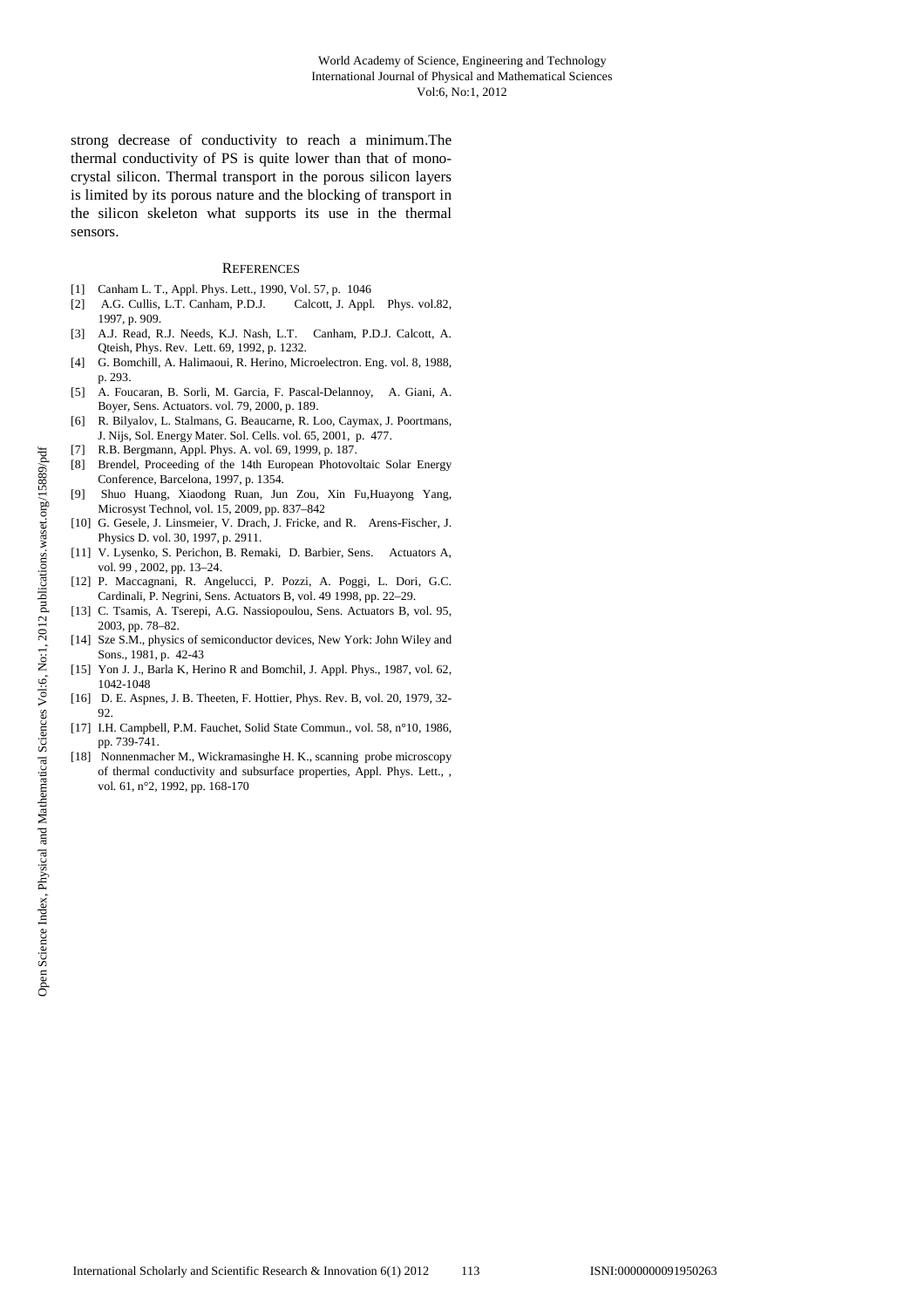strong decrease of conductivity to reach a minimum.The thermal conductivity of PS is quite lower than that of mono-crystal silicon. Thermal transport in the porous silicon layers is limited by its porous nature and the blocking of transport in the silicon skeleton what supports its use in the thermal sensors.

## REFERENCES

- [1] Canham L. T., Appl. Phys. Lett., 1990, Vol. 57, p. 1046
- [2] A.G. Cullis, L.T. Canham, P.D.J. Calcott, J. Appl. Phys. vol.82, 1997, p. 909.
- [3] A.J. Read, R.J. Needs, K.J. Nash, L.T. Canham, P.D.J. Calcott, A. Qteish, Phys. Rev. Lett. 69, 1992, p. 1232.
- [4] G. Bomchill, A. Halimaoui, R. Herino, Microelectron. Eng. vol. 8, 1988, p. 293.
- [5] A. Foucaran, B. Sorli, M. Garcia, F. Pascal-Delannoy, A. Giani, A. Boyer, Sens. Actuators. vol. 79, 2000, p. 189.
- [6] R. Bilyalov, L. Stalmans, G. Beaucarne, R. Loo, Caymax, J. Poortmans, J. Nijs, Sol. Energy Mater. Sol. Cells. vol. 65, 2001, p. 477.
- [7] R.B. Bergmann, Appl. Phys. A. vol. 69, 1999, p. 187.
- [8] Brendel, Proceeding of the 14th European Photovoltaic Solar Energy Conference, Barcelona, 1997, p. 1354.
- [9] Shuo Huang, Xiaodong Ruan, Jun Zou, Xin Fu,Huayong Yang, Microsyst Technol, vol. 15, 2009, pp. 837–842
- [10] G. Gesele, J. Linsmeier, V. Drach, J. Fricke, and R. Arens-Fischer, J. Physics D. vol. 30, 1997, p. 2911.
- [11] V. Lysenko, S. Perichon, B. Remaki, D. Barbier, Sens. Actuators A, vol. 99 , 2002, pp. 13–24.
- [12] P. Maccagnani, R. Angelucci, P. Pozzi, A. Poggi, L. Dori, G.C. Cardinali, P. Negrini, Sens. Actuators B, vol. 49 1998, pp. 22–29.
- [13] C. Tsamis, A. Tserepi, A.G. Nassiopoulou, Sens. Actuators B, vol. 95, 2003, pp. 78–82.
- [14] Sze S.M., physics of semiconductor devices, New York: John Wiley and Sons., 1981, p. 42-43
- [15] Yon J. J., Barla K, Herino R and Bomchil, J. Appl. Phys., 1987, vol. 62, 1042-1048
- [16] D. E. Aspnes, J. B. Theeten, F. Hottier, Phys. Rev. B, vol. 20, 1979, 32-92.
- [17] I.H. Campbell, P.M. Fauchet, Solid State Commun., vol. 58, n°10, 1986, pp. 739-741.
- [18] Nonnenmacher M., Wickramasinghe H. K., scanning probe microscopy of thermal conductivity and subsurface properties, Appl. Phys. Lett., , vol. 61, n°2, 1992, pp. 168-170